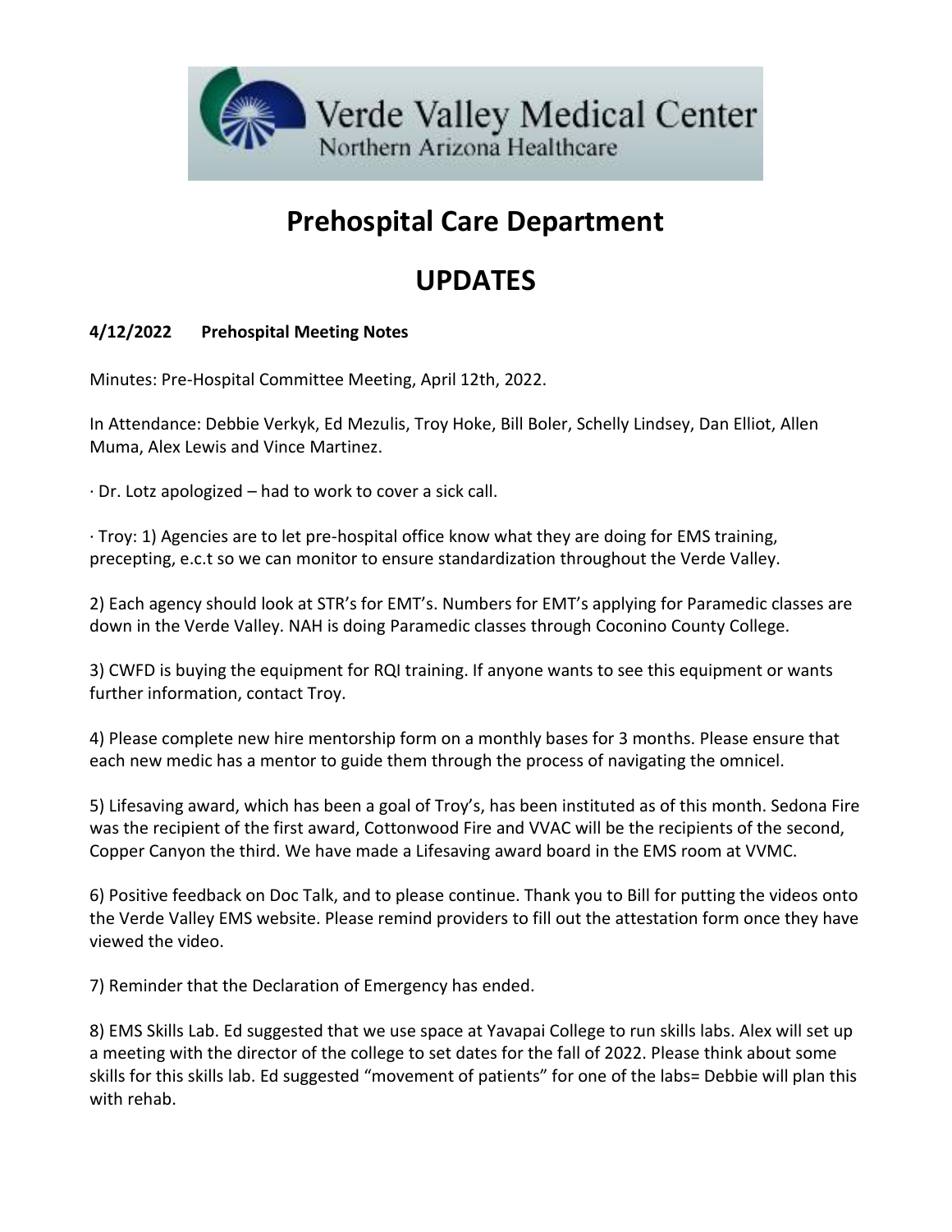# Prehospital Care Department

# UPDATES

**4/12/2022 Prehospital Meeting Notes**

Minutes: Pre-Hospital Committee Meeting, April 12th, 2022.

In Attendance: Debbie Verkyk, Ed Mezulis, Troy Hoke, Bill Boler, Schelly Lindsey, Dan Elliot, Allen Muma, Alex Lewis and Vince Martinez.

· Dr. Lotz apologized – had to work to cover a sick call.

· Troy: 1) Agencies are to let pre-hospital office know what they are doing for EMS training, precepting, e.c.t so we can monitor to ensure standardization throughout the Verde Valley.

2) Each agency should look at STR's for EMT's. Numbers for EMT's applying for Paramedic classes are down in the Verde Valley. NAH is doing Paramedic classes through Coconino County College.

3) CWFD is buying the equipment for RQI training. If anyone wants to see this equipment or wants further information, contact Troy.

4) Please complete new hire mentorship form on a monthly bases for 3 months. Please ensure that each new medic has a mentor to guide them through the process of navigating the omnicel.

5) Lifesaving award, which has been a goal of Troy's, has been instituted as of this month. Sedona Fire was the recipient of the first award, Cottonwood Fire and VVAC will be the recipients of the second, Copper Canyon the third. We have made a Lifesaving award board in the EMS room at VVMC.

6) Positive feedback on Doc Talk, and to please continue. Thank you to Bill for putting the videos onto the Verde Valley EMS website. Please remind providers to fill out the attestation form once they have viewed the video.

7) Reminder that the Declaration of Emergency has ended.

8) EMS Skills Lab. Ed suggested that we use space at Yavapai College to run skills labs. Alex will set up a meeting with the director of the college to set dates for the fall of 2022. Please think about some skills for this skills lab. Ed suggested "movement of patients" for one of the labs= Debbie will plan this with rehab.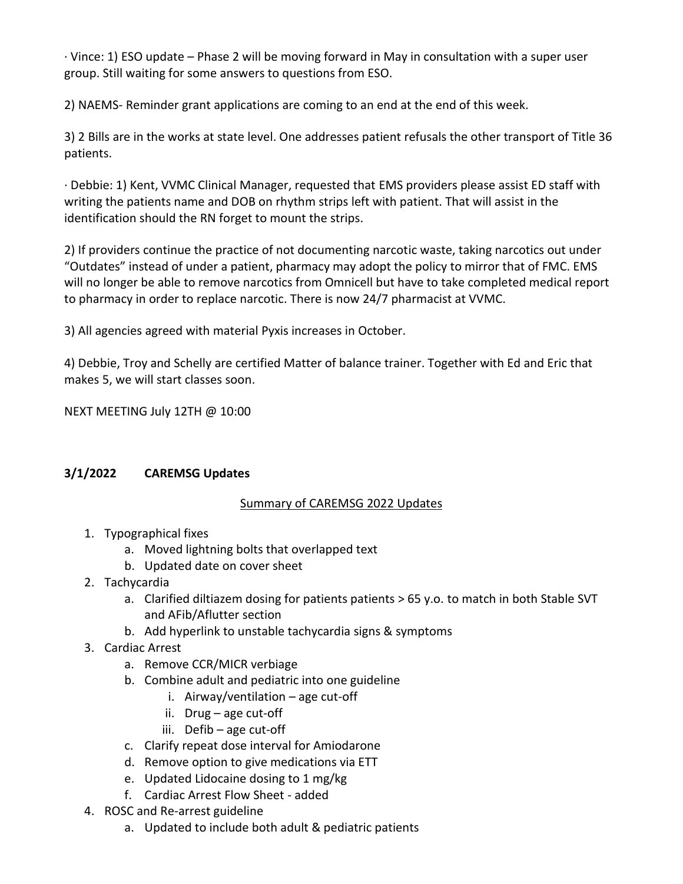· Vince: 1) ESO update – Phase 2 will be moving forward in May in consultation with a super user group. Still waiting for some answers to questions from ESO.

2) NAEMS- Reminder grant applications are coming to an end at the end of this week.

3) 2 Bills are in the works at state level. One addresses patient refusals the other transport of Title 36 patients.

· Debbie: 1) Kent, VVMC Clinical Manager, requested that EMS providers please assist ED staff with writing the patients name and DOB on rhythm strips left with patient. That will assist in the identification should the RN forget to mount the strips.

2) If providers continue the practice of not documenting narcotic waste, taking narcotics out under "Outdates" instead of under a patient, pharmacy may adopt the policy to mirror that of FMC. EMS will no longer be able to remove narcotics from Omnicell but have to take completed medical report to pharmacy in order to replace narcotic. There is now 24/7 pharmacist at VVMC.

3) All agencies agreed with material Pyxis increases in October.

4) Debbie, Troy and Schelly are certified Matter of balance trainer. Together with Ed and Eric that makes 5, we will start classes soon.

NEXT MEETING July 12TH @ 10:00

**3/1/2022 CAREMSG Updates**

<u>Summary of CAREMSG 2022 Updates</u>

1. Typographical fixes
    a. Moved lightning bolts that overlapped text
    b. Updated date on cover sheet
2. Tachycardia
    a. Clarified diltiazem dosing for patients patients > 65 y.o. to match in both Stable SVT and AFib/Aflutter section
    b. Add hyperlink to unstable tachycardia signs & symptoms
3. Cardiac Arrest
    a. Remove CCR/MICR verbiage
    b. Combine adult and pediatric into one guideline
        i. Airway/ventilation – age cut-off
        ii. Drug – age cut-off
        iii. Defib – age cut-off
    c. Clarify repeat dose interval for Amiodarone
    d. Remove option to give medications via ETT
    e. Updated Lidocaine dosing to 1 mg/kg
    f. Cardiac Arrest Flow Sheet - added
4. ROSC and Re-arrest guideline
    a. Updated to include both adult & pediatric patients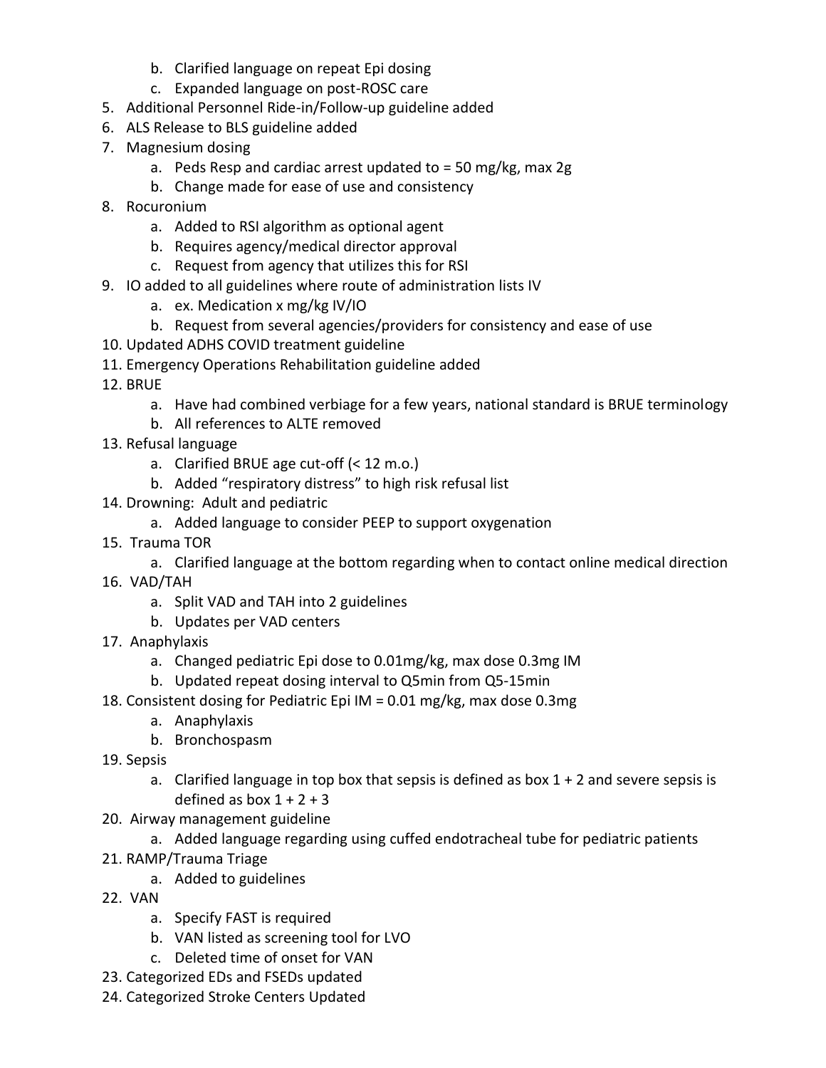b. Clarified language on repeat Epi dosing
   c. Expanded language on post-ROSC care
5. Additional Personnel Ride-in/Follow-up guideline added
6. ALS Release to BLS guideline added
7. Magnesium dosing
   a. Peds Resp and cardiac arrest updated to = 50 mg/kg, max 2g
   b. Change made for ease of use and consistency
8. Rocuronium
   a. Added to RSI algorithm as optional agent
   b. Requires agency/medical director approval
   c. Request from agency that utilizes this for RSI
9. IO added to all guidelines where route of administration lists IV
   a. ex. Medication x mg/kg IV/IO
   b. Request from several agencies/providers for consistency and ease of use
10. Updated ADHS COVID treatment guideline
11. Emergency Operations Rehabilitation guideline added
12. BRUE
    a. Have had combined verbiage for a few years, national standard is BRUE terminology
    b. All references to ALTE removed
13. Refusal language
    a. Clarified BRUE age cut-off (< 12 m.o.)
    b. Added "respiratory distress" to high risk refusal list
14. Drowning: Adult and pediatric
    a. Added language to consider PEEP to support oxygenation
15. Trauma TOR
    a. Clarified language at the bottom regarding when to contact online medical direction
16. VAD/TAH
    a. Split VAD and TAH into 2 guidelines
    b. Updates per VAD centers
17. Anaphylaxis
    a. Changed pediatric Epi dose to 0.01mg/kg, max dose 0.3mg IM
    b. Updated repeat dosing interval to Q5min from Q5-15min
18. Consistent dosing for Pediatric Epi IM = 0.01 mg/kg, max dose 0.3mg
    a. Anaphylaxis
    b. Bronchospasm
19. Sepsis
    a. Clarified language in top box that sepsis is defined as box 1 + 2 and severe sepsis is defined as box 1 + 2 + 3
20. Airway management guideline
    a. Added language regarding using cuffed endotracheal tube for pediatric patients
21. RAMP/Trauma Triage
    a. Added to guidelines
22. VAN
    a. Specify FAST is required
    b. VAN listed as screening tool for LVO
    c. Deleted time of onset for VAN
23. Categorized EDs and FSEDs updated
24. Categorized Stroke Centers Updated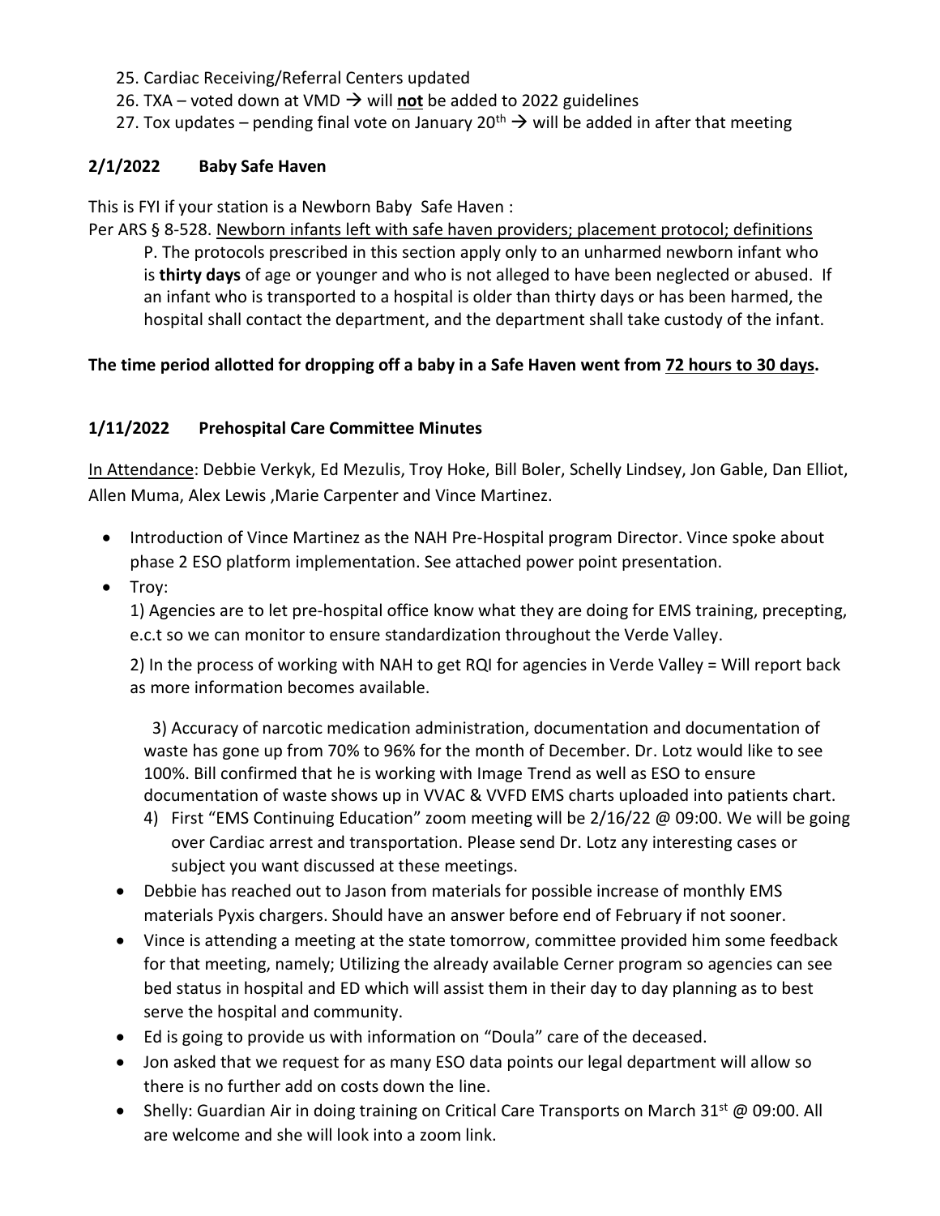25. Cardiac Receiving/Referral Centers updated
26. TXA – voted down at VMD → will **not** be added to 2022 guidelines
27. Tox updates – pending final vote on January 20th → will be added in after that meeting

**2/1/2022 Baby Safe Haven**

This is FYI if your station is a Newborn Baby Safe Haven :

Per ARS § 8-528. Newborn infants left with safe haven providers; placement protocol; definitions

> P. The protocols prescribed in this section apply only to an unharmed newborn infant who is **thirty days** of age or younger and who is not alleged to have been neglected or abused. If an infant who is transported to a hospital is older than thirty days or has been harmed, the hospital shall contact the department, and the department shall take custody of the infant.

**The time period allotted for dropping off a baby in a Safe Haven went from 72 hours to 30 days.**

**1/11/2022 Prehospital Care Committee Minutes**

In Attendance: Debbie Verkyk, Ed Mezulis, Troy Hoke, Bill Boler, Schelly Lindsey, Jon Gable, Dan Elliot, Allen Muma, Alex Lewis ,Marie Carpenter and Vince Martinez.

- Introduction of Vince Martinez as the NAH Pre-Hospital program Director. Vince spoke about phase 2 ESO platform implementation. See attached power point presentation.
- Troy:

  1) Agencies are to let pre-hospital office know what they are doing for EMS training, precepting, e.c.t so we can monitor to ensure standardization throughout the Verde Valley.

  2) In the process of working with NAH to get RQI for agencies in Verde Valley = Will report back as more information becomes available.

  3) Accuracy of narcotic medication administration, documentation and documentation of waste has gone up from 70% to 96% for the month of December. Dr. Lotz would like to see 100%. Bill confirmed that he is working with Image Trend as well as ESO to ensure documentation of waste shows up in VVAC & VVFD EMS charts uploaded into patients chart.

  4) First "EMS Continuing Education" zoom meeting will be 2/16/22 @ 09:00. We will be going over Cardiac arrest and transportation. Please send Dr. Lotz any interesting cases or subject you want discussed at these meetings.
- Debbie has reached out to Jason from materials for possible increase of monthly EMS materials Pyxis chargers. Should have an answer before end of February if not sooner.
- Vince is attending a meeting at the state tomorrow, committee provided him some feedback for that meeting, namely; Utilizing the already available Cerner program so agencies can see bed status in hospital and ED which will assist them in their day to day planning as to best serve the hospital and community.
- Ed is going to provide us with information on "Doula" care of the deceased.
- Jon asked that we request for as many ESO data points our legal department will allow so there is no further add on costs down the line.
- Shelly: Guardian Air in doing training on Critical Care Transports on March 31st @ 09:00. All are welcome and she will look into a zoom link.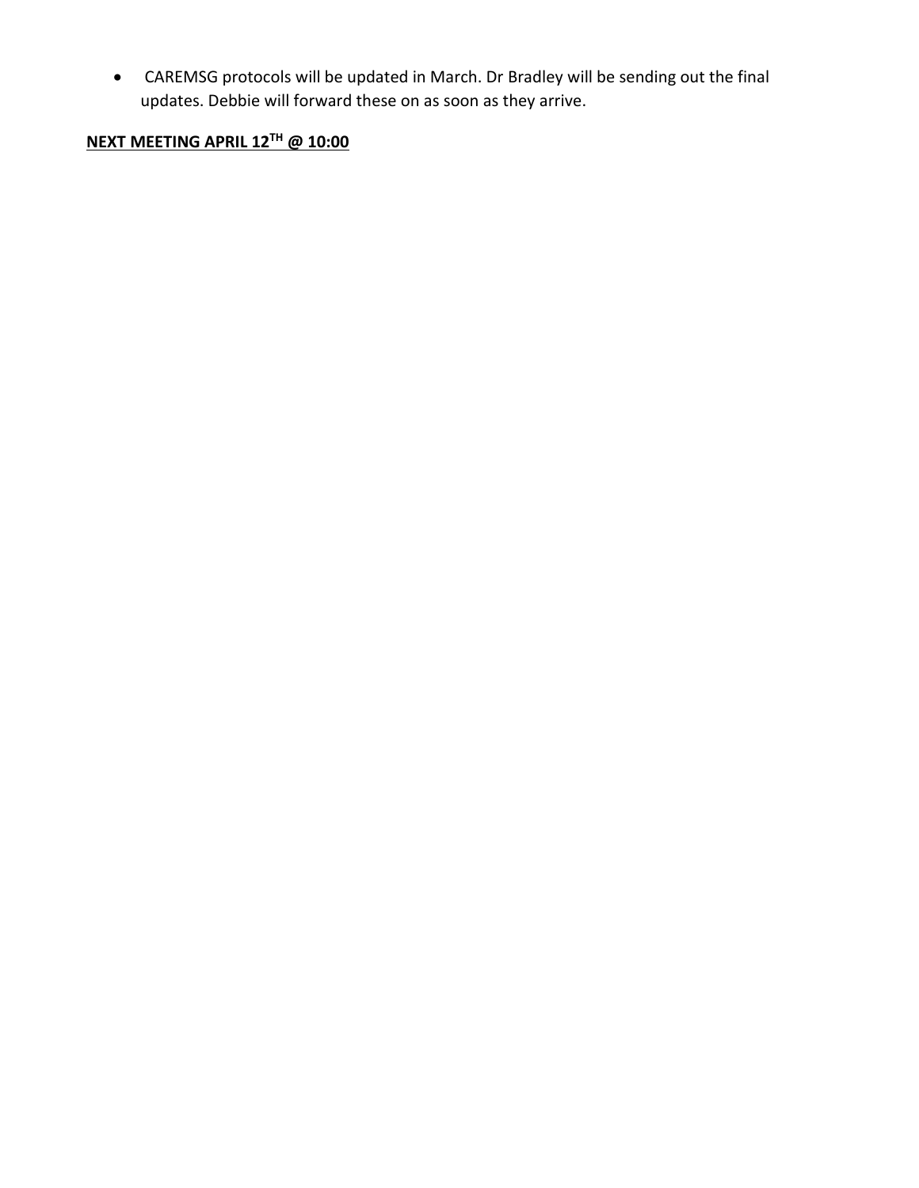- CAREMSG protocols will be updated in March. Dr Bradley will be sending out the final updates. Debbie will forward these on as soon as they arrive.

**NEXT MEETING APRIL 12TH @ 10:00**